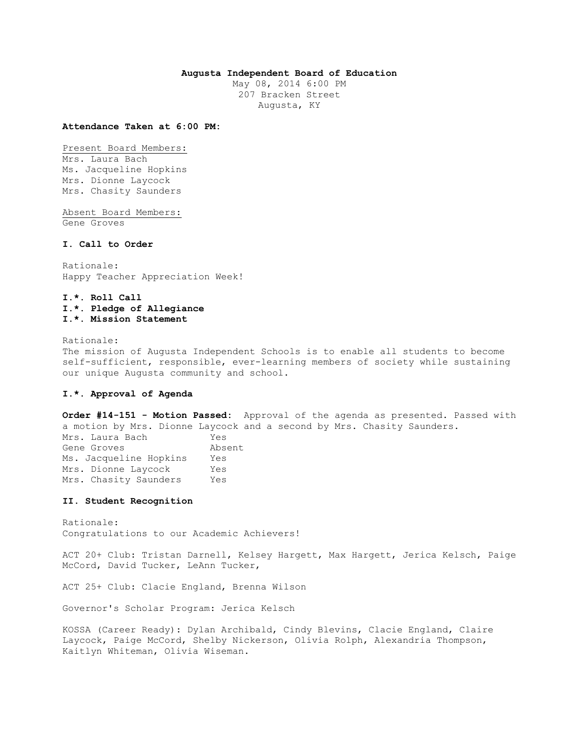**Augusta Independent Board of Education**
May 08, 2014 6:00 PM
207 Bracken Street
Augusta, KY

**Attendance Taken at 6:00 PM:**

Present Board Members:
Mrs. Laura Bach
Ms. Jacqueline Hopkins
Mrs. Dionne Laycock
Mrs. Chasity Saunders

Absent Board Members:
Gene Groves

### I. Call to Order

Rationale:
Happy Teacher Appreciation Week!

**I.*. Roll Call**
**I.*. Pledge of Allegiance**
**I.*. Mission Statement**

Rationale:
The mission of Augusta Independent Schools is to enable all students to become self-sufficient, responsible, ever-learning members of society while sustaining our unique Augusta community and school.

### I.*. Approval of Agenda

**Order #14-151 - Motion Passed:** Approval of the agenda as presented. Passed with a motion by Mrs. Dionne Laycock and a second by Mrs. Chasity Saunders.

| | |
|---|---|
| Mrs. Laura Bach | Yes |
| Gene Groves | Absent |
| Ms. Jacqueline Hopkins | Yes |
| Mrs. Dionne Laycock | Yes |
| Mrs. Chasity Saunders | Yes |

### II. Student Recognition

Rationale:
Congratulations to our Academic Achievers!

ACT 20+ Club: Tristan Darnell, Kelsey Hargett, Max Hargett, Jerica Kelsch, Paige McCord, David Tucker, LeAnn Tucker,

ACT 25+ Club: Clacie England, Brenna Wilson

Governor's Scholar Program: Jerica Kelsch

KOSSA (Career Ready): Dylan Archibald, Cindy Blevins, Clacie England, Claire Laycock, Paige McCord, Shelby Nickerson, Olivia Rolph, Alexandria Thompson, Kaitlyn Whiteman, Olivia Wiseman.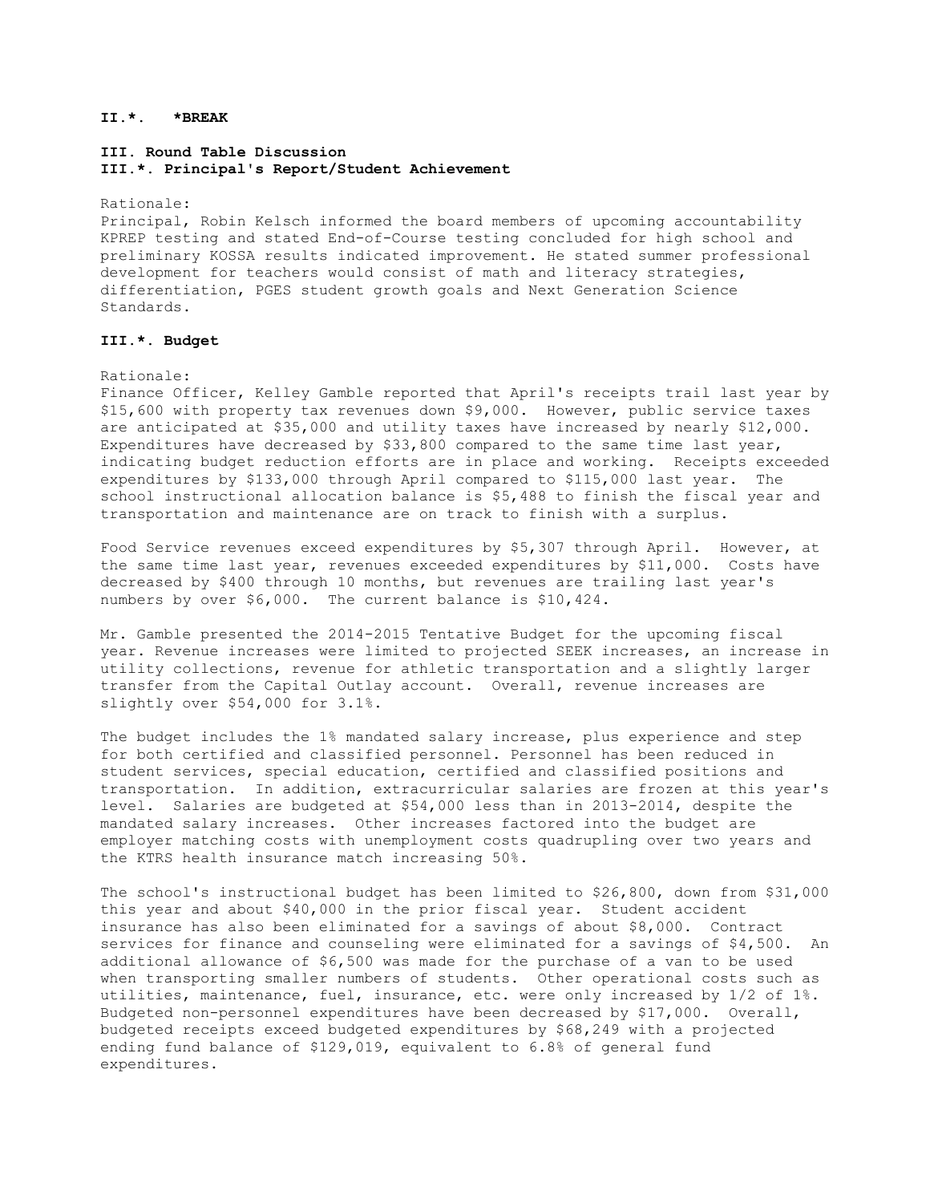**II.*.   *BREAK**

**III. Round Table Discussion**
**III.*. Principal's Report/Student Achievement**

Rationale:
Principal, Robin Kelsch informed the board members of upcoming accountability KPREP testing and stated End-of-Course testing concluded for high school and preliminary KOSSA results indicated improvement. He stated summer professional development for teachers would consist of math and literacy strategies, differentiation, PGES student growth goals and Next Generation Science Standards.

**III.*. Budget**

Rationale:
Finance Officer, Kelley Gamble reported that April's receipts trail last year by $15,600 with property tax revenues down $9,000. However, public service taxes are anticipated at $35,000 and utility taxes have increased by nearly $12,000. Expenditures have decreased by $33,800 compared to the same time last year, indicating budget reduction efforts are in place and working. Receipts exceeded expenditures by $133,000 through April compared to $115,000 last year. The school instructional allocation balance is $5,488 to finish the fiscal year and transportation and maintenance are on track to finish with a surplus.

Food Service revenues exceed expenditures by $5,307 through April. However, at the same time last year, revenues exceeded expenditures by $11,000. Costs have decreased by $400 through 10 months, but revenues are trailing last year's numbers by over $6,000. The current balance is $10,424.

Mr. Gamble presented the 2014-2015 Tentative Budget for the upcoming fiscal year. Revenue increases were limited to projected SEEK increases, an increase in utility collections, revenue for athletic transportation and a slightly larger transfer from the Capital Outlay account. Overall, revenue increases are slightly over $54,000 for 3.1%.

The budget includes the 1% mandated salary increase, plus experience and step for both certified and classified personnel. Personnel has been reduced in student services, special education, certified and classified positions and transportation. In addition, extracurricular salaries are frozen at this year's level. Salaries are budgeted at $54,000 less than in 2013-2014, despite the mandated salary increases. Other increases factored into the budget are employer matching costs with unemployment costs quadrupling over two years and the KTRS health insurance match increasing 50%.

The school's instructional budget has been limited to $26,800, down from $31,000 this year and about $40,000 in the prior fiscal year. Student accident insurance has also been eliminated for a savings of about $8,000. Contract services for finance and counseling were eliminated for a savings of $4,500. An additional allowance of $6,500 was made for the purchase of a van to be used when transporting smaller numbers of students. Other operational costs such as utilities, maintenance, fuel, insurance, etc. were only increased by 1/2 of 1%. Budgeted non-personnel expenditures have been decreased by $17,000. Overall, budgeted receipts exceed budgeted expenditures by $68,249 with a projected ending fund balance of $129,019, equivalent to 6.8% of general fund expenditures.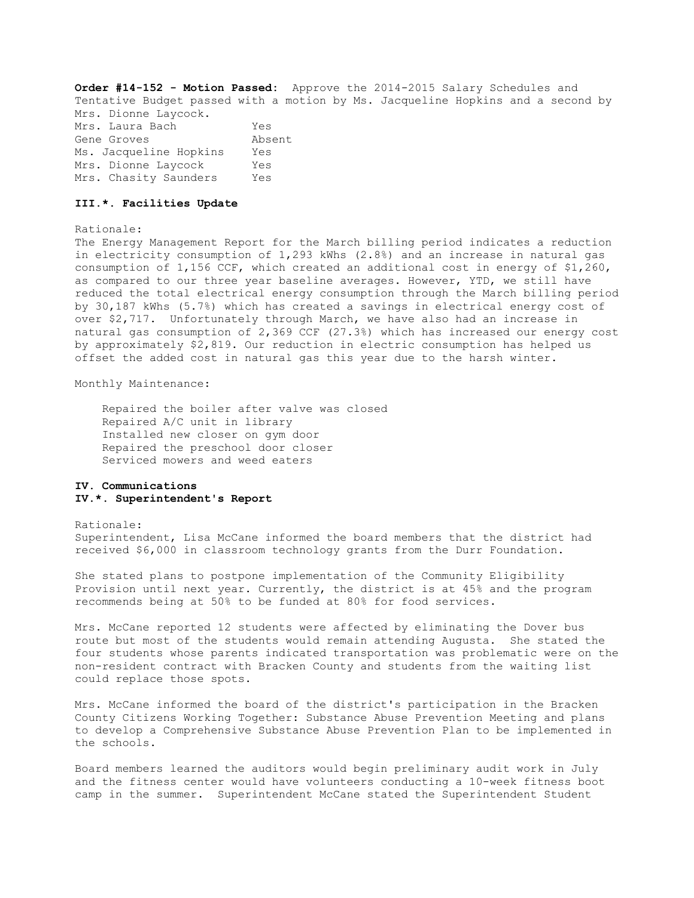**Order #14-152 - Motion Passed:** Approve the 2014-2015 Salary Schedules and Tentative Budget passed with a motion by Ms. Jacqueline Hopkins and a second by Mrs. Dionne Laycock.

| | |
|---|---|
| Mrs. Laura Bach | Yes |
| Gene Groves | Absent |
| Ms. Jacqueline Hopkins | Yes |
| Mrs. Dionne Laycock | Yes |
| Mrs. Chasity Saunders | Yes |

**III.*. Facilities Update**

Rationale:
The Energy Management Report for the March billing period indicates a reduction in electricity consumption of 1,293 kWhs (2.8%) and an increase in natural gas consumption of 1,156 CCF, which created an additional cost in energy of $1,260, as compared to our three year baseline averages. However, YTD, we still have reduced the total electrical energy consumption through the March billing period by 30,187 kWhs (5.7%) which has created a savings in electrical energy cost of over $2,717. Unfortunately through March, we have also had an increase in natural gas consumption of 2,369 CCF (27.3%) which has increased our energy cost by approximately $2,819. Our reduction in electric consumption has helped us offset the added cost in natural gas this year due to the harsh winter.

Monthly Maintenance:

- Repaired the boiler after valve was closed
- Repaired A/C unit in library
- Installed new closer on gym door
- Repaired the preschool door closer
- Serviced mowers and weed eaters

**IV. Communications**
**IV.*. Superintendent's Report**

Rationale:
Superintendent, Lisa McCane informed the board members that the district had received $6,000 in classroom technology grants from the Durr Foundation.

She stated plans to postpone implementation of the Community Eligibility Provision until next year. Currently, the district is at 45% and the program recommends being at 50% to be funded at 80% for food services.

Mrs. McCane reported 12 students were affected by eliminating the Dover bus route but most of the students would remain attending Augusta. She stated the four students whose parents indicated transportation was problematic were on the non-resident contract with Bracken County and students from the waiting list could replace those spots.

Mrs. McCane informed the board of the district's participation in the Bracken County Citizens Working Together: Substance Abuse Prevention Meeting and plans to develop a Comprehensive Substance Abuse Prevention Plan to be implemented in the schools.

Board members learned the auditors would begin preliminary audit work in July and the fitness center would have volunteers conducting a 10-week fitness boot camp in the summer. Superintendent McCane stated the Superintendent Student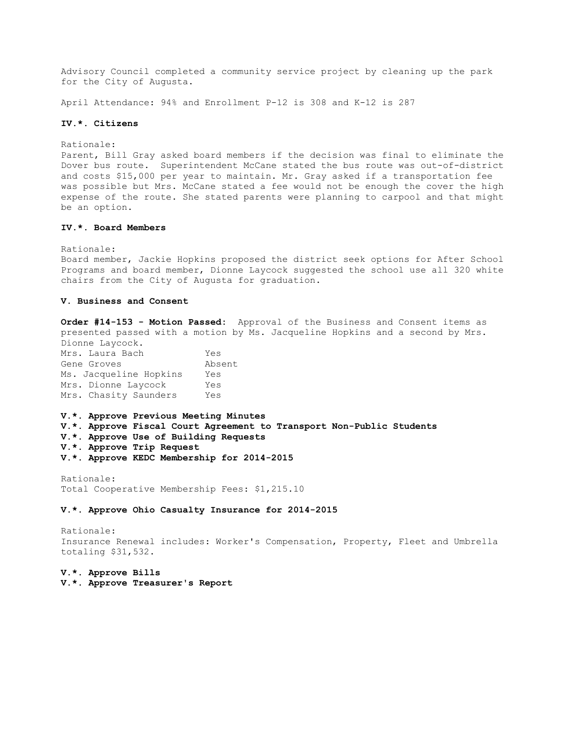Advisory Council completed a community service project by cleaning up the park for the City of Augusta.

April Attendance: 94% and Enrollment P-12 is 308 and K-12 is 287

**IV.*. Citizens**

Rationale:
Parent, Bill Gray asked board members if the decision was final to eliminate the Dover bus route. Superintendent McCane stated the bus route was out-of-district and costs $15,000 per year to maintain. Mr. Gray asked if a transportation fee was possible but Mrs. McCane stated a fee would not be enough the cover the high expense of the route. She stated parents were planning to carpool and that might be an option.

**IV.*. Board Members**

Rationale:
Board member, Jackie Hopkins proposed the district seek options for After School Programs and board member, Dionne Laycock suggested the school use all 320 white chairs from the City of Augusta for graduation.

**V. Business and Consent**

**Order #14-153 - Motion Passed:** Approval of the Business and Consent items as presented passed with a motion by Ms. Jacqueline Hopkins and a second by Mrs. Dionne Laycock.

| | |
|---|---|
| Mrs. Laura Bach | Yes |
| Gene Groves | Absent |
| Ms. Jacqueline Hopkins | Yes |
| Mrs. Dionne Laycock | Yes |
| Mrs. Chasity Saunders | Yes |

**V.*. Approve Previous Meeting Minutes**
**V.*. Approve Fiscal Court Agreement to Transport Non-Public Students**
**V.*. Approve Use of Building Requests**
**V.*. Approve Trip Request**
**V.*. Approve KEDC Membership for 2014-2015**

Rationale:
Total Cooperative Membership Fees: $1,215.10

**V.*. Approve Ohio Casualty Insurance for 2014-2015**

Rationale:
Insurance Renewal includes: Worker's Compensation, Property, Fleet and Umbrella totaling $31,532.

**V.*. Approve Bills**
**V.*. Approve Treasurer's Report**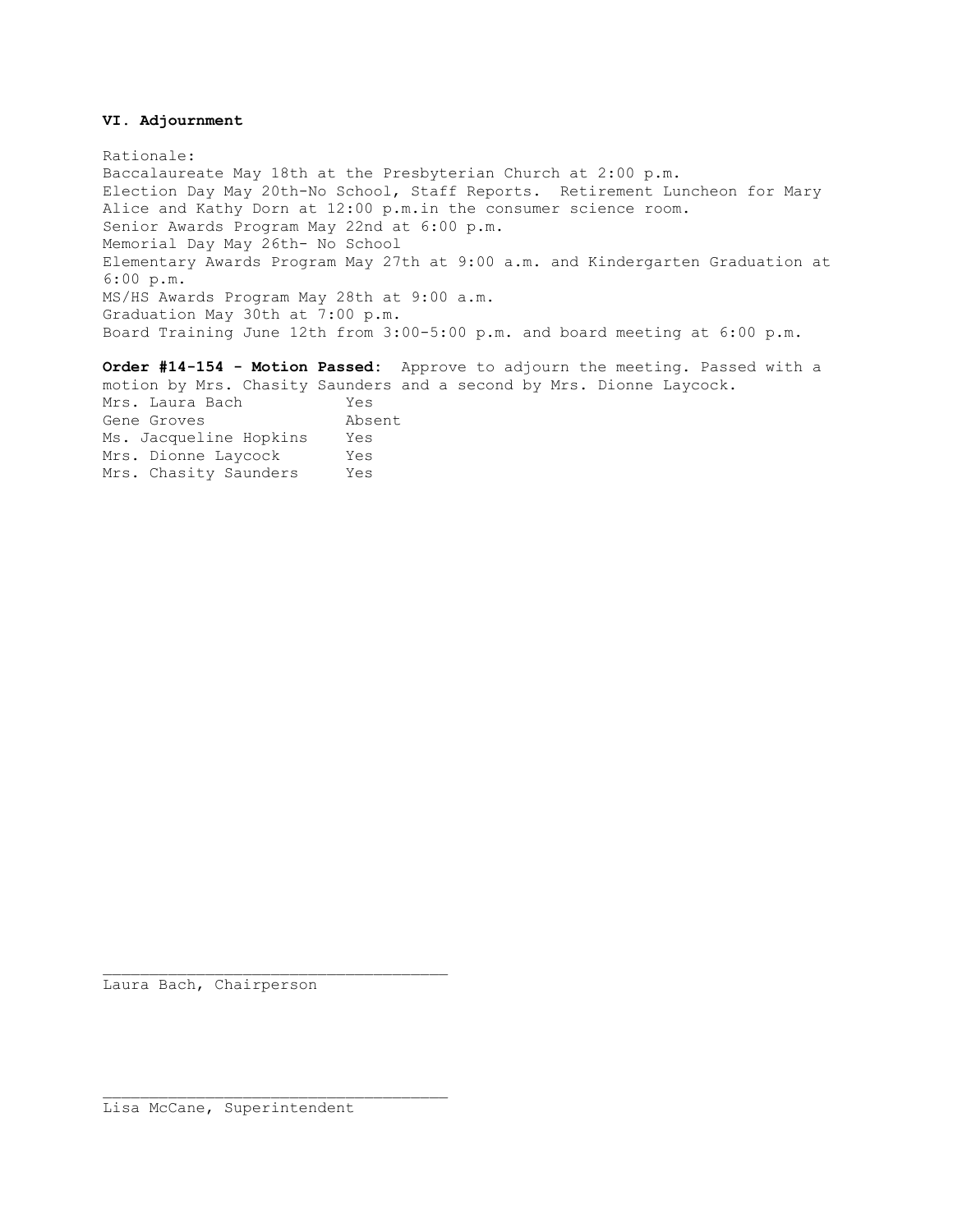**VI. Adjournment**

Rationale:
Baccalaureate May 18th at the Presbyterian Church at 2:00 p.m.
Election Day May 20th-No School, Staff Reports. Retirement Luncheon for Mary Alice and Kathy Dorn at 12:00 p.m.in the consumer science room.
Senior Awards Program May 22nd at 6:00 p.m.
Memorial Day May 26th- No School
Elementary Awards Program May 27th at 9:00 a.m. and Kindergarten Graduation at 6:00 p.m.
MS/HS Awards Program May 28th at 9:00 a.m.
Graduation May 30th at 7:00 p.m.
Board Training June 12th from 3:00-5:00 p.m. and board meeting at 6:00 p.m.

**Order #14-154 - Motion Passed:** Approve to adjourn the meeting. Passed with a motion by Mrs. Chasity Saunders and a second by Mrs. Dionne Laycock.

| | |
|---|---|
| Mrs. Laura Bach | Yes |
| Gene Groves | Absent |
| Ms. Jacqueline Hopkins | Yes |
| Mrs. Dionne Laycock | Yes |
| Mrs. Chasity Saunders | Yes |

_____________________________________
Laura Bach, Chairperson

_____________________________________
Lisa McCane, Superintendent